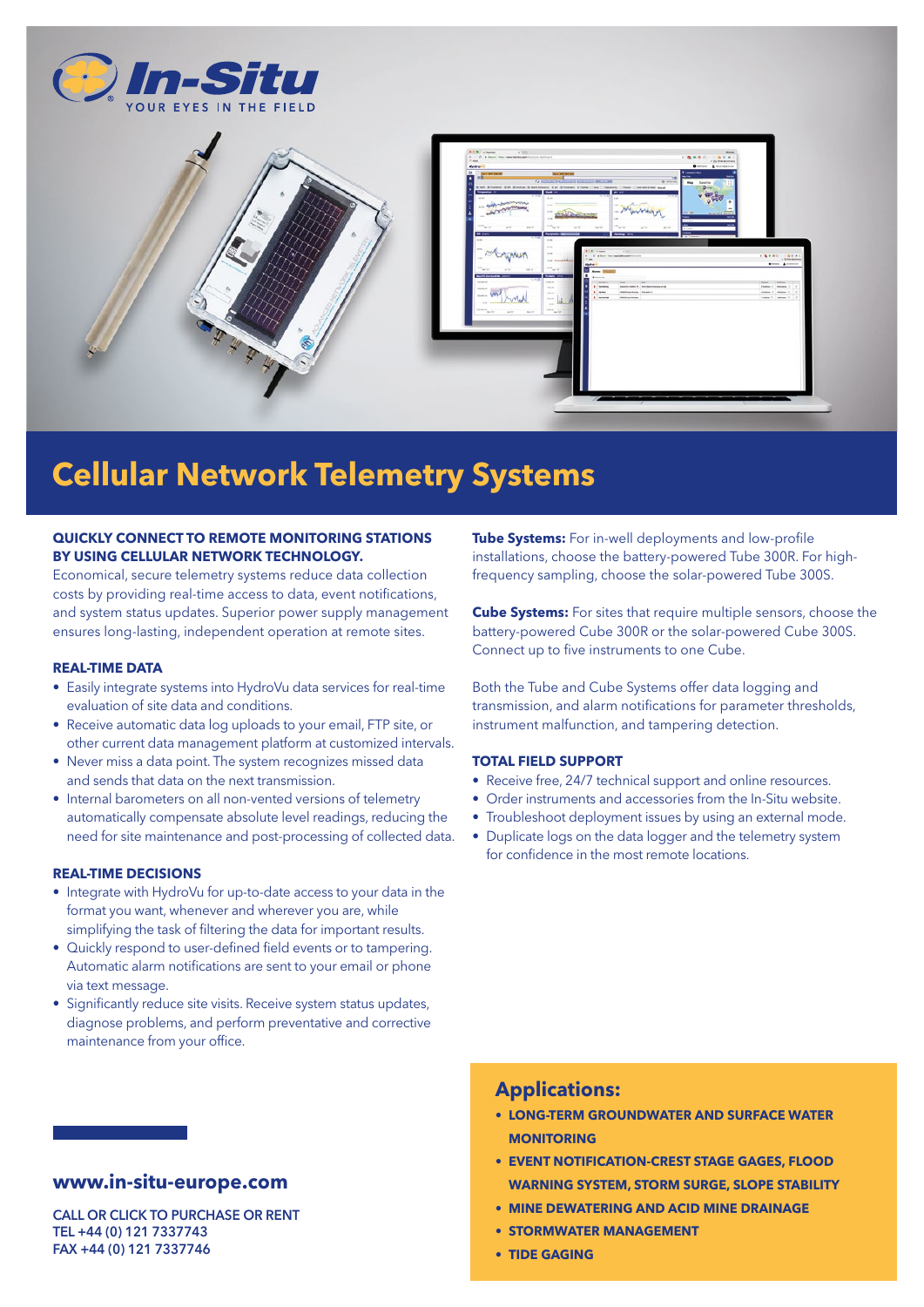In-Situ
YOUR EYES IN THE FIELD

# Cellular Network Telemetry Systems

**QUICKLY CONNECT TO REMOTE MONITORING STATIONS BY USING CELLULAR NETWORK TECHNOLOGY.**

Economical, secure telemetry systems reduce data collection costs by providing real-time access to data, event notifications, and system status updates. Superior power supply management ensures long-lasting, independent operation at remote sites.

### REAL-TIME DATA

- Easily integrate systems into HydroVu data services for real-time evaluation of site data and conditions.
- Receive automatic data log uploads to your email, FTP site, or other current data management platform at customized intervals.
- Never miss a data point. The system recognizes missed data and sends that data on the next transmission.
- Internal barometers on all non-vented versions of telemetry automatically compensate absolute level readings, reducing the need for site maintenance and post-processing of collected data.

### REAL-TIME DECISIONS

- Integrate with HydroVu for up-to-date access to your data in the format you want, whenever and wherever you are, while simplifying the task of filtering the data for important results.
- Quickly respond to user-defined field events or to tampering. Automatic alarm notifications are sent to your email or phone via text message.
- Significantly reduce site visits. Receive system status updates, diagnose problems, and perform preventative and corrective maintenance from your office.

**Tube Systems:** For in-well deployments and low-profile installations, choose the battery-powered Tube 300R. For high-frequency sampling, choose the solar-powered Tube 300S.

**Cube Systems:** For sites that require multiple sensors, choose the battery-powered Cube 300R or the solar-powered Cube 300S. Connect up to five instruments to one Cube.

Both the Tube and Cube Systems offer data logging and transmission, and alarm notifications for parameter thresholds, instrument malfunction, and tampering detection.

### TOTAL FIELD SUPPORT

- Receive free, 24/7 technical support and online resources.
- Order instruments and accessories from the In-Situ website.
- Troubleshoot deployment issues by using an external mode.
- Duplicate logs on the data logger and the telemetry system for confidence in the most remote locations.

## Applications:

- **LONG-TERM GROUNDWATER AND SURFACE WATER MONITORING**
- **EVENT NOTIFICATION-CREST STAGE GAGES, FLOOD WARNING SYSTEM, STORM SURGE, SLOPE STABILITY**
- **MINE DEWATERING AND ACID MINE DRAINAGE**
- **STORMWATER MANAGEMENT**
- **TIDE GAGING**

## www.in-situ-europe.com

CALL OR CLICK TO PURCHASE OR RENT
TEL +44 (0) 121 7337743
FAX +44 (0) 121 7337746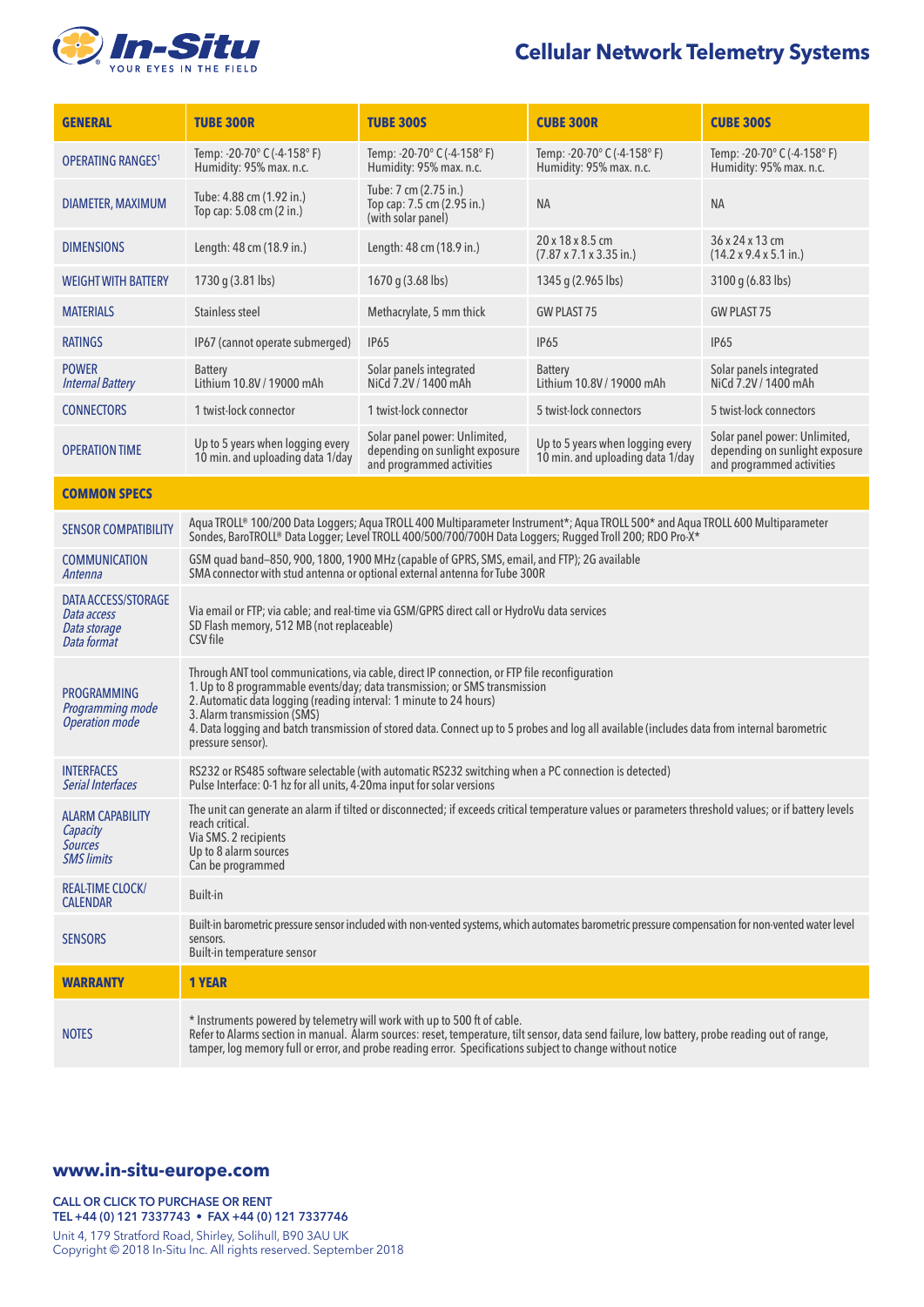# Cellular Network Telemetry Systems

| GENERAL | TUBE 300R | TUBE 300S | CUBE 300R | CUBE 300S |
|---|---|---|---|---|
| OPERATING RANGES[1] | Temp: -20-70° C (-4-158° F)<br>Humidity: 95% max. n.c. | Temp: -20-70° C (-4-158° F)<br>Humidity: 95% max. n.c. | Temp: -20-70° C (-4-158° F)<br>Humidity: 95% max. n.c. | Temp: -20-70° C (-4-158° F)<br>Humidity: 95% max. n.c. |
| DIAMETER, MAXIMUM | Tube: 4.88 cm (1.92 in.)<br>Top cap: 5.08 cm (2 in.) | Tube: 7 cm (2.75 in.)<br>Top cap: 7.5 cm (2.95 in.)<br>(with solar panel) | NA | NA |
| DIMENSIONS | Length: 48 cm (18.9 in.) | Length: 48 cm (18.9 in.) | 20 x 18 x 8.5 cm<br>(7.87 x 7.1 x 3.35 in.) | 36 x 24 x 13 cm<br>(14.2 x 9.4 x 5.1 in.) |
| WEIGHT WITH BATTERY | 1730 g (3.81 lbs) | 1670 g (3.68 lbs) | 1345 g (2.965 lbs) | 3100 g (6.83 lbs) |
| MATERIALS | Stainless steel | Methacrylate, 5 mm thick | GW PLAST 75 | GW PLAST 75 |
| RATINGS | IP67 (cannot operate submerged) | IP65 | IP65 | IP65 |
| POWER<br>*Internal Battery* | Battery<br>Lithium 10.8V / 19000 mAh | Solar panels integrated<br>NiCd 7.2V / 1400 mAh | Battery<br>Lithium 10.8V / 19000 mAh | Solar panels integrated<br>NiCd 7.2V / 1400 mAh |
| CONNECTORS | 1 twist-lock connector | 1 twist-lock connector | 5 twist-lock connectors | 5 twist-lock connectors |
| OPERATION TIME | Up to 5 years when logging every 10 min. and uploading data 1/day | Solar panel power: Unlimited, depending on sunlight exposure and programmed activities | Up to 5 years when logging every 10 min. and uploading data 1/day | Solar panel power: Unlimited, depending on sunlight exposure and programmed activities |

| COMMON SPECS | |
|---|---|
| SENSOR COMPATIBILITY | Aqua TROLL® 100/200 Data Loggers; Aqua TROLL 400 Multiparameter Instrument*; Aqua TROLL 500* and Aqua TROLL 600 Multiparameter Sondes, BaroTROLL® Data Logger; Level TROLL 400/500/700/700H Data Loggers; Rugged Troll 200; RDO Pro-X* |
| COMMUNICATION<br>*Antenna* | GSM quad band–850, 900, 1800, 1900 MHz (capable of GPRS, SMS, email, and FTP); 2G available<br>SMA connector with stud antenna or optional external antenna for Tube 300R |
| DATA ACCESS/STORAGE<br>*Data access*<br>*Data storage*<br>*Data format* | Via email or FTP; via cable; and real-time via GSM/GPRS direct call or HydroVu data services<br>SD Flash memory, 512 MB (not replaceable)<br>CSV file |
| PROGRAMMING<br>*Programming mode*<br>*Operation mode* | Through ANT tool communications, via cable, direct IP connection, or FTP file reconfiguration<br>1. Up to 8 programmable events/day; data transmission; or SMS transmission<br>2. Automatic data logging (reading interval: 1 minute to 24 hours)<br>3. Alarm transmission (SMS)<br>4. Data logging and batch transmission of stored data. Connect up to 5 probes and log all available (includes data from internal barometric pressure sensor). |
| INTERFACES<br>*Serial Interfaces* | RS232 or RS485 software selectable (with automatic RS232 switching when a PC connection is detected)<br>Pulse Interface: 0-1 hz for all units, 4-20ma input for solar versions |
| ALARM CAPABILITY<br>*Capacity*<br>*Sources*<br>*SMS limits* | The unit can generate an alarm if tilted or disconnected; if exceeds critical temperature values or parameters threshold values; or if battery levels reach critical.<br>Via SMS. 2 recipients<br>Up to 8 alarm sources<br>Can be programmed |
| REAL-TIME CLOCK/ CALENDAR | Built-in |
| SENSORS | Built-in barometric pressure sensor included with non-vented systems, which automates barometric pressure compensation for non-vented water level sensors.<br>Built-in temperature sensor |
| **WARRANTY** | **1 YEAR** |
| NOTES | * Instruments powered by telemetry will work with up to 500 ft of cable.<br>Refer to Alarms section in manual. Alarm sources: reset, temperature, tilt sensor, data send failure, low battery, probe reading out of range, tamper, log memory full or error, and probe reading error. Specifications subject to change without notice |

**www.in-situ-europe.com**

CALL OR CLICK TO PURCHASE OR RENT
TEL +44 (0) 121 7337743 • FAX +44 (0) 121 7337746

Unit 4, 179 Stratford Road, Shirley, Solihull, B90 3AU UK
Copyright © 2018 In-Situ Inc. All rights reserved. September 2018